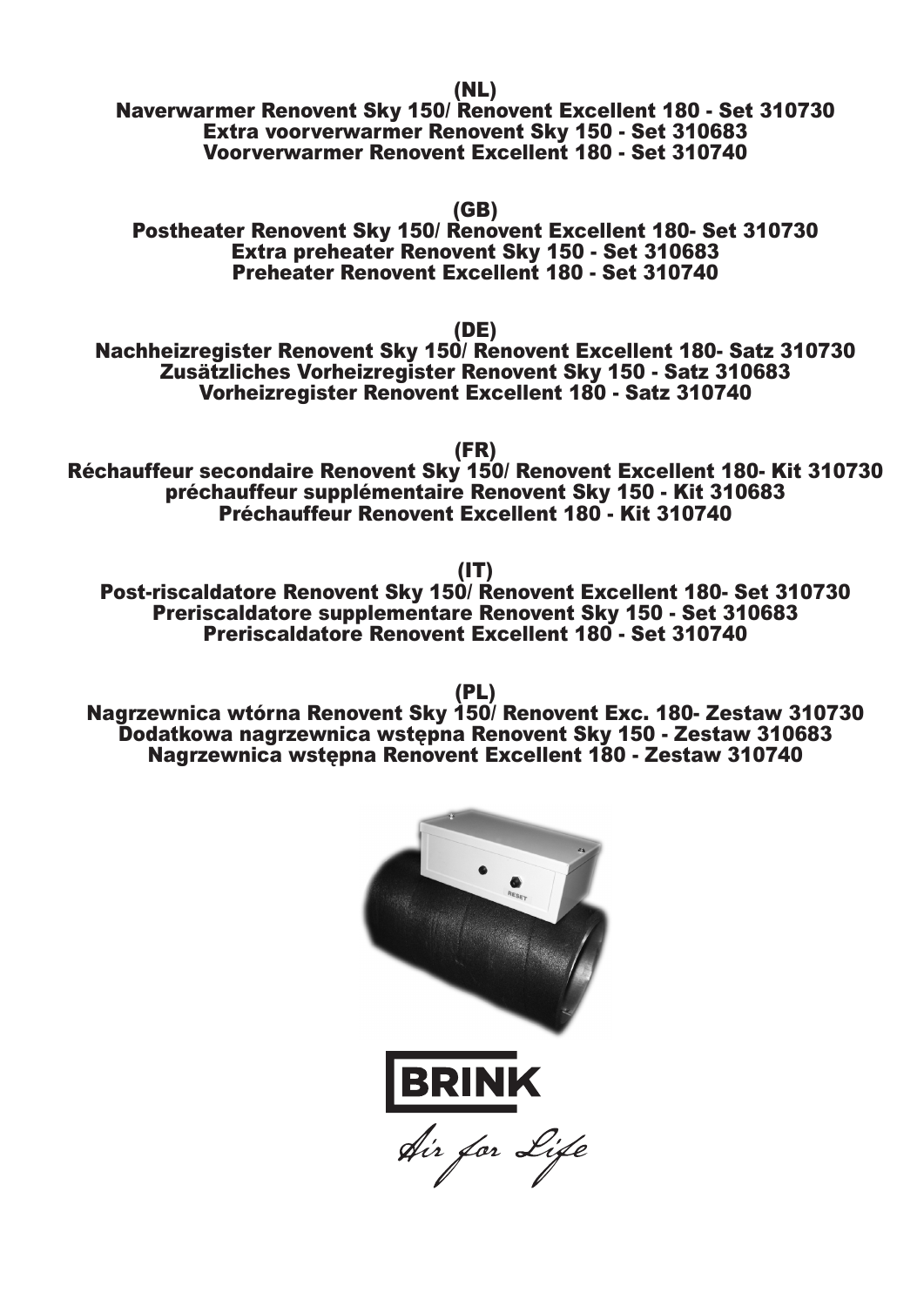**(NL)**

**Naverwarmer Renovent Sky 150/ Renovent Excellent 180 - Set 310730**
**Extra voorverwarmer Renovent Sky 150 - Set 310683**
**Voorverwarmer Renovent Excellent 180 - Set 310740**

**(GB)**

**Postheater Renovent Sky 150/ Renovent Excellent 180- Set 310730**
**Extra preheater Renovent Sky 150 - Set 310683**
**Preheater Renovent Excellent 180 - Set 310740**

**(DE)**

**Nachheizregister Renovent Sky 150/ Renovent Excellent 180- Satz 310730**
**Zusätzliches Vorheizregister Renovent Sky 150 - Satz 310683**
**Vorheizregister Renovent Excellent 180 - Satz 310740**

**(FR)**

**Réchauffeur secondaire Renovent Sky 150/ Renovent Excellent 180- Kit 310730**
**préchauffeur supplémentaire Renovent Sky 150 - Kit 310683**
**Préchauffeur Renovent Excellent 180 - Kit 310740**

**(IT)**

**Post-riscaldatore Renovent Sky 150/ Renovent Excellent 180- Set 310730**
**Preriscaldatore supplementare Renovent Sky 150 - Set 310683**
**Preriscaldatore Renovent Excellent 180 - Set 310740**

**(PL)**

**Nagrzewnica wtórna Renovent Sky 150/ Renovent Exc. 180- Zestaw 310730**
**Dodatkowa nagrzewnica wstępna Renovent Sky 150 - Zestaw 310683**
**Nagrzewnica wstępna Renovent Excellent 180 - Zestaw 310740**

BRINK

*Air for Life*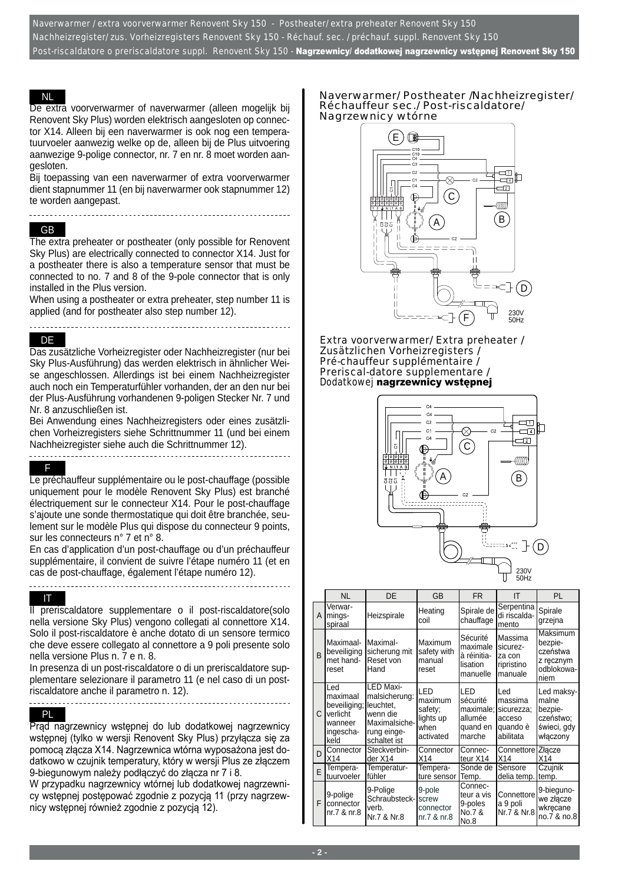## NL

De extra voorverwarmer of naverwarmer (alleen mogelijk bij Renovent Sky Plus) worden elektrisch aangesloten op connector X14. Alleen bij een naverwarmer is ook nog een temperatuurvoeler aanwezig welke op de, alleen bij de Plus uitvoering aanwezige 9-polige connector, nr. 7 en nr. 8 moet worden aangesloten.

Bij toepassing van een naverwarmer of extra voorverwarmer dient stapnummer 11 (en bij naverwarmer ook stapnummer 12) te worden aangepast.

## GB

The extra preheater or postheater (only possible for Renovent Sky Plus) are electrically connected to connector X14. Just for a postheater there is also a temperature sensor that must be connected to no. 7 and 8 of the 9-pole connector that is only installed in the Plus version.

When using a postheater or extra preheater, step number 11 is applied (and for postheater also step number 12).

## DE

Das zusätzliche Vorheizregister oder Nachheizregister (nur bei Sky Plus-Ausführung) das werden elektrisch in ähnlicher Weise angeschlossen. Allerdings ist bei einem Nachheizregister auch noch ein Temperaturfühler vorhanden, der an den nur bei der Plus-Ausführung vorhandenen 9-poligen Stecker Nr. 7 und Nr. 8 anzuschließen ist.

Bei Anwendung eines Nachheizregisters oder eines zusätzlichen Vorheizregisters siehe Schrittnummer 11 (und bei einem Nachheizregister siehe auch die Schrittnummer 12).

## F

Le préchauffeur supplémentaire ou le post-chauffage (possible uniquement pour le modèle Renovent Sky Plus) est branché électriquement sur le connecteur X14. Pour le post-chauffage s'ajoute une sonde thermostatique qui doit être branchée, seulement sur le modèle Plus qui dispose du connecteur 9 points, sur les connecteurs n° 7 et n° 8.

En cas d'application d'un post-chauffage ou d'un préchauffeur supplémentaire, il convient de suivre l'étape numéro 11 (et en cas de post-chauffage, également l'étape numéro 12).

## IT

Il preriscaldatore supplementare o il post-riscaldatore(solo nella versione Sky Plus) vengono collegati al connettore X14. Solo il post-riscaldatore è anche dotato di un sensore termico che deve essere collegato al connettore a 9 poli presente solo nella versione Plus n. 7 e n. 8.

In presenza di un post-riscaldatore o di un preriscaldatore supplementare selezionare il parametro 11 (e nel caso di un post-riscaldatore anche il parametro n. 12).

## PL

Prąd nagrzewnicy wstępnej do lub dodatkowej nagrzewnicy wstępnej (tylko w wersji Renovent Sky Plus) przyłącza się za pomocą złącza X14. Nagrzewnica wtórna wyposażona jest dodatkowo w czujnik temperatury, który w wersji Plus ze złączem 9-biegunowym należy podłączyć do złącza nr 7 i 8.

W przypadku nagrzewnicy wtórnej lub dodatkowej nagrzewnicy wstępnej postępować zgodnie z pozycją 11 (przy nagrzewnicy wstępnej również zgodnie z pozycją 12).

### Naverwarmer/ Postheater /Nachheizregister/ Réchauffeur sec./ Post-riscaldatore/ Nagrzewnicy wtórne

### Extra voorverwarmer/ Extra preheater / Zusätzlichen Vorheizregisters / Pré-chauffeur supplémentaire / Preriscal-datore supplementare / Dodatkowej **nagrzewnicy wstępnej**

| | NL | DE | GB | FR | IT | PL |
|---|---|---|---|---|---|---|
| A | Verwarmingsspiraal | Heizspirale | Heating coil | Spirale de chauffage | Serpentina di riscaldamento | Spirale grzejna |
| B | Maximaalbeveiliging met handreset | Maximalsicherung mit Reset von Hand | Maximum safety with manual reset | Sécurité maximale à réinitialisation manuelle | Massima sicurezza con ripristino manuale | Maksimum bezpieczeństwa z ręcznym odblokowaniem |
| C | Led maximaal beveiliging; verlicht wanneer ingeschakeld | LED Maximalsicherung: leuchtet, wenn die Maximalsicherung eingeschaltet ist | LED maximum safety; lights up when activated | LED sécurité maximale; allumée quand en marche | Led massima sicurezza; acceso quando è abilitata | Led maksymalne bezpieczeństwo; świeci, gdy włączony |
| D | Connector X14 | Steckverbinder X14 | Connector X14 | Connecteur X14 | Connettore X14 | Złącze X14 |
| E | Temperatuurvoeler | Temperaturfühler | Temperature sensor | Sonde de Temp. | Sensore delia temp. | Czujnik temp. |
| F | 9-polige connector nr.7 & nr.8 | 9-Polige Schraubsteckverb. Nr.7 & Nr.8 | 9-pole screw connector nr.7 & nr.8 | Connecteur a vis 9-poles No.7 & No.8 | Connettore a 9 poli Nr.7 & Nr.8 | 9-biegunowe złącze wkręcane no.7 & no.8 |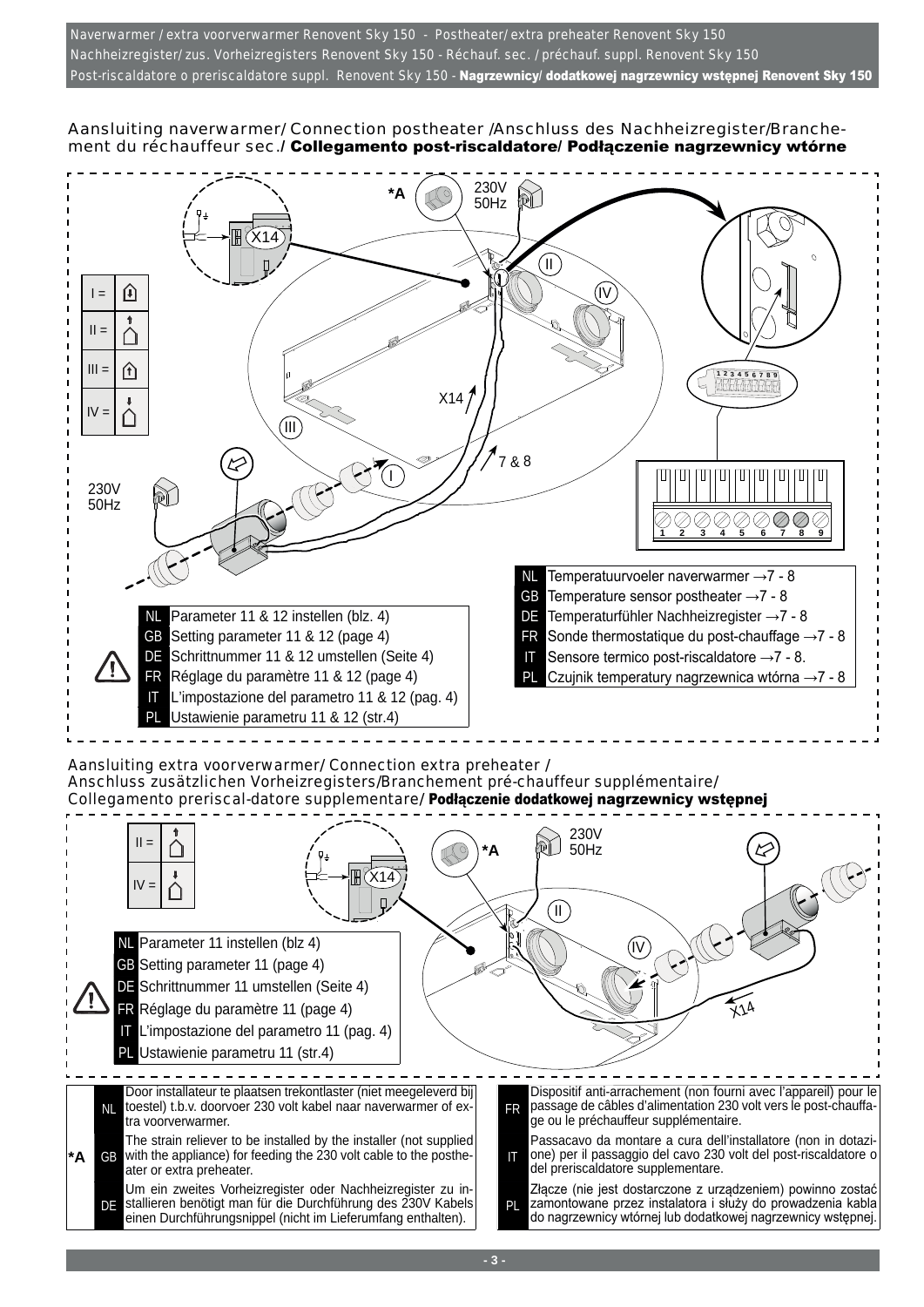## Aansluiting naverwarmer/ Connection postheater /Anschluss des Nachheizregister/Branchement du réchauffeur sec./ **Collegamento post-riscaldatore/ Podłączenie nagrzewnicy wtórne**

| | |
|---|---|
| NL | Parameter 11 & 12 instellen (blz. 4) |
| GB | Setting parameter 11 & 12 (page 4) |
| DE | Schrittnummer 11 & 12 umstellen (Seite 4) |
| FR | Réglage du paramètre 11 & 12 (page 4) |
| IT | L'impostazione del parametro 11 & 12 (pag. 4) |
| PL | Ustawienie parametru 11 & 12 (str.4) |

| | |
|---|---|
| NL | Temperatuurvoeler naverwarmer →7 - 8 |
| GB | Temperature sensor postheater →7 - 8 |
| DE | Temperaturfühler Nachheizregister →7 - 8 |
| FR | Sonde thermostatique du post-chauffage →7 - 8 |
| IT | Sensore termico post-riscaldatore →7 - 8. |
| PL | Czujnik temperatury nagrzewnica wtórna →7 - 8 |

## Aansluiting extra voorverwarmer/ Connection extra preheater / Anschluss zusätzlichen Vorheizregisters/Branchement pré-chauffeur supplémentaire/ Collegamento preriscal-datore supplementare/ **Podłączenie dodatkowej nagrzewnicy wstępnej**

| | |
|---|---|
| NL | Parameter 11 instellen (blz 4) |
| GB | Setting parameter 11 (page 4) |
| DE | Schrittnummer 11 umstellen (Seite 4) |
| FR | Réglage du paramètre 11 (page 4) |
| IT | L'impostazione del parametro 11 (pag. 4) |
| PL | Ustawienie parametru 11 (str.4) |

**\*A**

| | |
|---|---|
| NL | Door installateur te plaatsen trekontlaster (niet meegeleverd bij toestel) t.b.v. doorvoer 230 volt kabel naar naverwarmer of extra voorverwarmer. |
| GB | The strain reliever to be installed by the installer (not supplied with the appliance) for feeding the 230 volt cable to the postheater or extra preheater. |
| DE | Um ein zweites Vorheizregister oder Nachheizregister zu installieren benötigt man für die Durchführung des 230V Kabels einen Durchführungsnippel (nicht im Lieferumfang enthalten). |
| FR | Dispositif anti-arrachement (non fourni avec l'appareil) pour le passage de câbles d'alimentation 230 volt vers le post-chauffage ou le préchauffeur supplémentaire. |
| IT | Passacavo da montare a cura dell'installatore (non in dotazione) per il passaggio del cavo 230 volt del post-riscaldatore o del preriscaldatore supplementare. |
| PL | Złącze (nie jest dostarczone z urządzeniem) powinno zostać zamontowane przez instalatora i służy do prowadzenia kabla do nagrzewnicy wtórnej lub dodatkowej nagrzewnicy wstępnej. |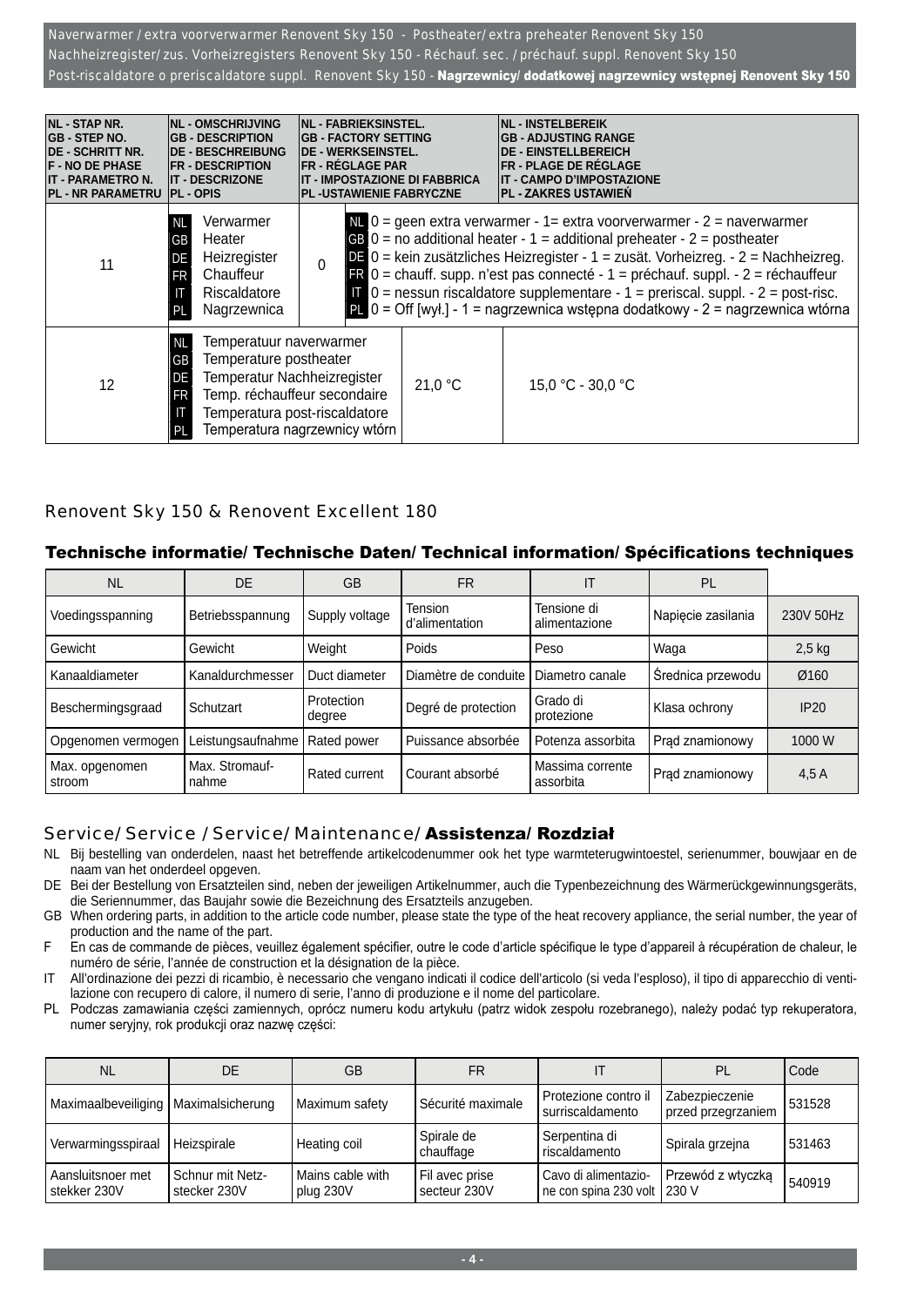Naverwarmer / extra voorverwarmer Renovent Sky 150 - Postheater/ extra preheater Renovent Sky 150
Nachheizregister/ zus. Vorheizregisters Renovent Sky 150 - Réchauf. sec. / préchauf. suppl. Renovent Sky 150
Post-riscaldatore o preriscaldatore suppl. Renovent Sky 150 - **Nagrzewnicy/ dodatkowej nagrzewnicy wstępnej Renovent Sky 150**

| NL - STAP NR.<br>GB - STEP NO.<br>DE - SCHRITT NR.<br>F - NO DE PHASE<br>IT - PARAMETRO N.<br>PL - NR PARAMETRU | NL - OMSCHRIJVING<br>GB - DESCRIPTION<br>DE - BESCHREIBUNG<br>FR - DESCRIPTION<br>IT - DESCRIZONE<br>PL - OPIS | NL - FABRIEKSINSTEL.<br>GB - FACTORY SETTING<br>DE - WERKSEINSTEL.<br>FR - RÉGLAGE PAR<br>IT - IMPOSTAZIONE DI FABBRICA<br>PL -USTAWIENIE FABRYCZNE | NL - INSTELBEREIK<br>GB - ADJUSTING RANGE<br>DE - EINSTELLBEREICH<br>FR - PLAGE DE RÉGLAGE<br>IT - CAMPO D'IMPOSTAZIONE<br>PL - ZAKRES USTAWIEŃ |
|---|---|---|---|
| 11 | NL Verwarmer<br>GB Heater<br>DE Heizregister<br>FR Chauffeur<br>IT Riscaldatore<br>PL Nagrzewnica | 0 | NL 0 = geen extra verwarmer - 1= extra voorverwarmer - 2 = naverwarmer<br>GB 0 = no additional heater - 1 = additional preheater - 2 = postheater<br>DE 0 = kein zusätzliches Heizregister - 1 = zusät. Vorheizreg. - 2 = Nachheizreg.<br>FR 0 = chauff. supp. n'est pas connecté - 1 = préchauf. suppl. - 2 = réchauffeur<br>IT 0 = nessun riscaldatore supplementare - 1 = preriscal. suppl. - 2 = post-risc.<br>PL 0 = Off [wył.] - 1 = nagrzewnica wstępna dodatkowy - 2 = nagrzewnica wtórna |
| 12 | NL Temperatuur naverwarmer<br>GB Temperature postheater<br>DE Temperatur Nachheizregister<br>FR Temp. réchauffeur secondaire<br>IT Temperatura post-riscaldatore<br>PL Temperatura nagrzewnicy wtórn | 21,0 °C | 15,0 °C - 30,0 °C |

## Renovent Sky 150 & Renovent Excellent 180

### Technische informatie/ Technische Daten/ Technical information/ Spécifications techniques

| NL | DE | GB | FR | IT | PL | |
|---|---|---|---|---|---|---|
| Voedingsspanning | Betriebsspannung | Supply voltage | Tension d'alimentation | Tensione di alimentazione | Napięcie zasilania | 230V 50Hz |
| Gewicht | Gewicht | Weight | Poids | Peso | Waga | 2,5 kg |
| Kanaaldiameter | Kanaldurchmesser | Duct diameter | Diamètre de conduite | Diametro canale | Średnica przewodu | Ø160 |
| Beschermingsgraad | Schutzart | Protection degree | Degré de protection | Grado di protezione | Klasa ochrony | IP20 |
| Opgenomen vermogen | Leistungsaufnahme | Rated power | Puissance absorbée | Potenza assorbita | Prąd znamionowy | 1000 W |
| Max. opgenomen stroom | Max. Stromaufnahme | Rated current | Courant absorbé | Massima corrente assorbita | Prąd znamionowy | 4,5 A |

## Service/ Service / Service/ Maintenance/ **Assistenza/ Rozdział**

NL Bij bestelling van onderdelen, naast het betreffende artikelcodenummer ook het type warmteterugwintoestel, serienummer, bouwjaar en de naam van het onderdeel opgeven.

DE Bei der Bestellung von Ersatzteilen sind, neben der jeweiligen Artikelnummer, auch die Typenbezeichnung des Wärmerückgewinnungsgeräts, die Seriennummer, das Baujahr sowie die Bezeichnung des Ersatzteils anzugeben.

GB When ordering parts, in addition to the article code number, please state the type of the heat recovery appliance, the serial number, the year of production and the name of the part.

F En cas de commande de pièces, veuillez également spécifier, outre le code d'article spécifique le type d'appareil à récupération de chaleur, le numéro de série, l'année de construction et la désignation de la pièce.

IT All'ordinazione dei pezzi di ricambio, è necessario che vengano indicati il codice dell'articolo (si veda l'esploso), il tipo di apparecchio di ventilazione con recupero di calore, il numero di serie, l'anno di produzione e il nome del particolare.

PL Podczas zamawiania części zamiennych, oprócz numeru kodu artykułu (patrz widok zespołu rozebranego), należy podać typ rekuperatora, numer seryjny, rok produkcji oraz nazwę części:

| NL | DE | GB | FR | IT | PL | Code |
|---|---|---|---|---|---|---|
| Maximaalbeveiliging | Maximalsicherung | Maximum safety | Sécurité maximale | Protezione contro il surriscaldamento | Zabezpieczenie przed przegrzaniem | 531528 |
| Verwarmingsspiraal | Heizspirale | Heating coil | Spirale de chauffage | Serpentina di riscaldamento | Spirala grzejna | 531463 |
| Aansluitsnoer met stekker 230V | Schnur mit Netzstecker 230V | Mains cable with plug 230V | Fil avec prise secteur 230V | Cavo di alimentazione con spina 230 volt | Przewód z wtyczką 230 V | 540919 |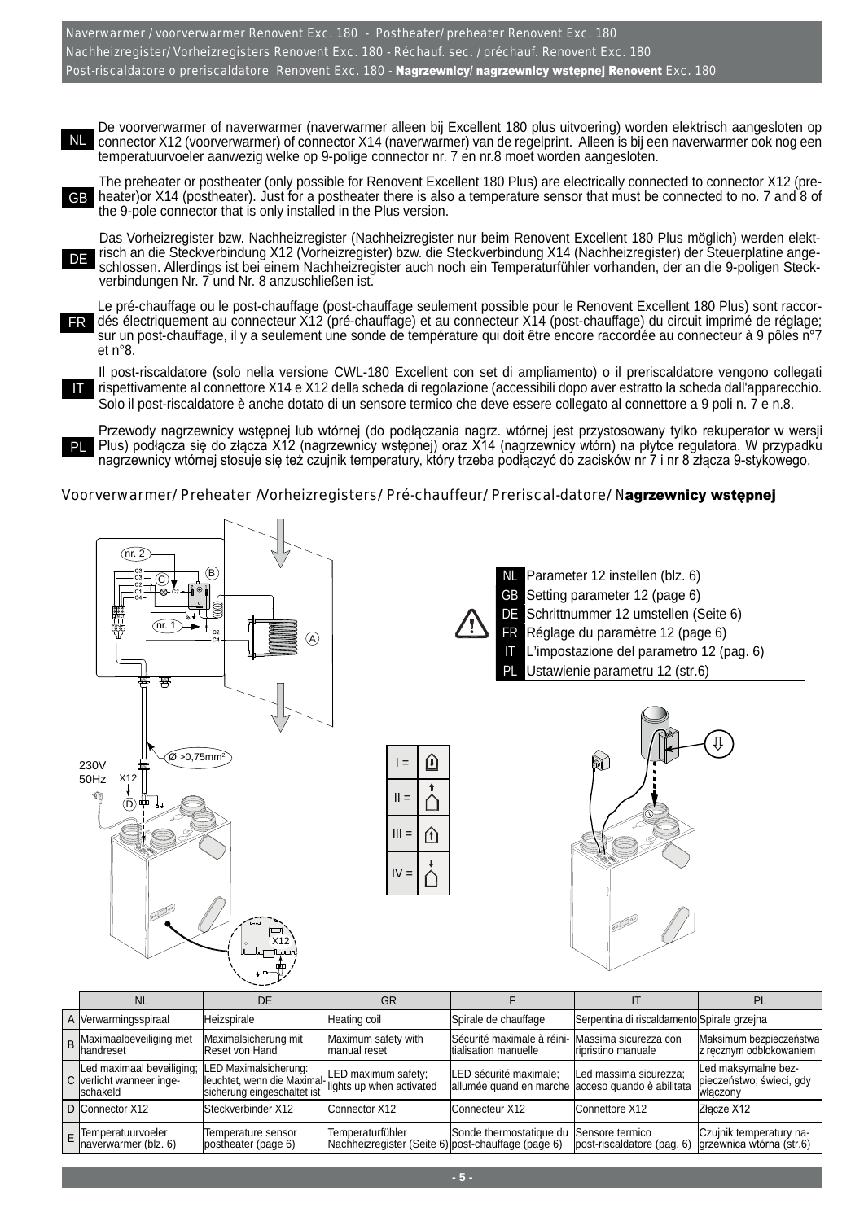De voorverwarmer of naverwarmer (naverwarmer alleen bij Excellent 180 plus uitvoering) worden elektrisch aangesloten op connector X12 (voorverwarmer) of connector X14 (naverwarmer) van de regelprint. Alleen is bij een naverwarmer ook nog een temperatuurvoeler aanwezig welke op 9-polige connector nr. 7 en nr.8 moet worden aangesloten.

The preheater or postheater (only possible for Renovent Excellent 180 Plus) are electrically connected to connector X12 (preheater)or X14 (postheater). Just for a postheater there is also a temperature sensor that must be connected to no. 7 and 8 of the 9-pole connector that is only installed in the Plus version.

Das Vorheizregister bzw. Nachheizregister (Nachheizregister nur beim Renovent Excellent 180 Plus möglich) werden elektrisch an die Steckverbindung X12 (Vorheizregister) bzw. die Steckverbindung X14 (Nachheizregister) der Steuerplatine angeschlossen. Allerdings ist bei einem Nachheizregister auch noch ein Temperaturfühler vorhanden, der an die 9-poligen Steckverbindungen Nr. 7 und Nr. 8 anzuschließen ist.

Le pré-chauffage ou le post-chauffage (post-chauffage seulement possible pour le Renovent Excellent 180 Plus) sont raccordés électriquement au connecteur X12 (pré-chauffage) et au connecteur X14 (post-chauffage) du circuit imprimé de réglage; sur un post-chauffage, il y a seulement une sonde de température qui doit être encore raccordée au connecteur à 9 pôles n°7 et n°8.

Il post-riscaldatore (solo nella versione CWL-180 Excellent con set di ampliamento) o il preriscaldatore vengono collegati rispettivamente al connettore X14 e X12 della scheda di regolazione (accessibili dopo aver estratto la scheda dall'apparecchio. Solo il post-riscaldatore è anche dotato di un sensore termico che deve essere collegato al connettore a 9 poli n. 7 e n.8.

Przewody nagrzewnicy wstępnej lub wtórnej (do podłączania nagrz. wtórnej jest przystosowany tylko rekuperator w wersji Plus) podłącza się do złącza X12 (nagrzewnicy wstępnej) oraz X14 (nagrzewnicy wtórn) na płytce regulatora. W przypadku nagrzewnicy wtórnej stosuje się też czujnik temperatury, który trzeba podłączyć do zacisków nr 7 i nr 8 złącza 9-stykowego.

## Voorverwarmer/ Preheater /Vorheizregisters/ Pré-chauffeur/ Preriscal-datore/ Nagrzewnicy wstępnej

- NL Parameter 12 instellen (blz. 6)
- GB Setting parameter 12 (page 6)
- DE Schrittnummer 12 umstellen (Seite 6)
- FR Réglage du paramètre 12 (page 6)
- IT L'impostazione del parametro 12 (pag. 6)
- PL Ustawienie parametru 12 (str.6)

| | NL | DE | GR | F | IT | PL |
|---|---|---|---|---|---|---|
| A | Verwarmingsspiraal | Heizspirale | Heating coil | Spirale de chauffage | Serpentina di riscaldamento | Spirale grzejna |
| B | Maximaalbeveiliging met handreset | Maximalsicherung mit Reset von Hand | Maximum safety with manual reset | Sécurité maximale à réinitialisation manuelle | Massima sicurezza con ripristino manuale | Maksimum bezpieczeństwa z ręcznym odblokowaniem |
| C | Led maximaal beveiliging; verlicht wanneer ingeschakeld | LED Maximalsicherung: leuchtet, wenn die Maximalsicherung eingeschaltet ist | LED maximum safety; lights up when activated | LED sécurité maximale; allumée quand en marche | Led massima sicurezza; acceso quando è abilitata | Led maksymalne bezpieczeństwo; świeci, gdy włączony |
| D | Connector X12 | Steckverbinder X12 | Connector X12 | Connecteur X12 | Connettore X12 | Złącze X12 |
| E | Temperatuurvoeler naverwarmer (blz. 6) | Temperature sensor postheater (page 6) | Temperaturfühler Nachheizregister (Seite 6) | Sonde thermostatique du post-chauffage (page 6) | Sensore termico post-riscaldatore (pag. 6) | Czujnik temperatury nagrzewnica wtórna (str.6) |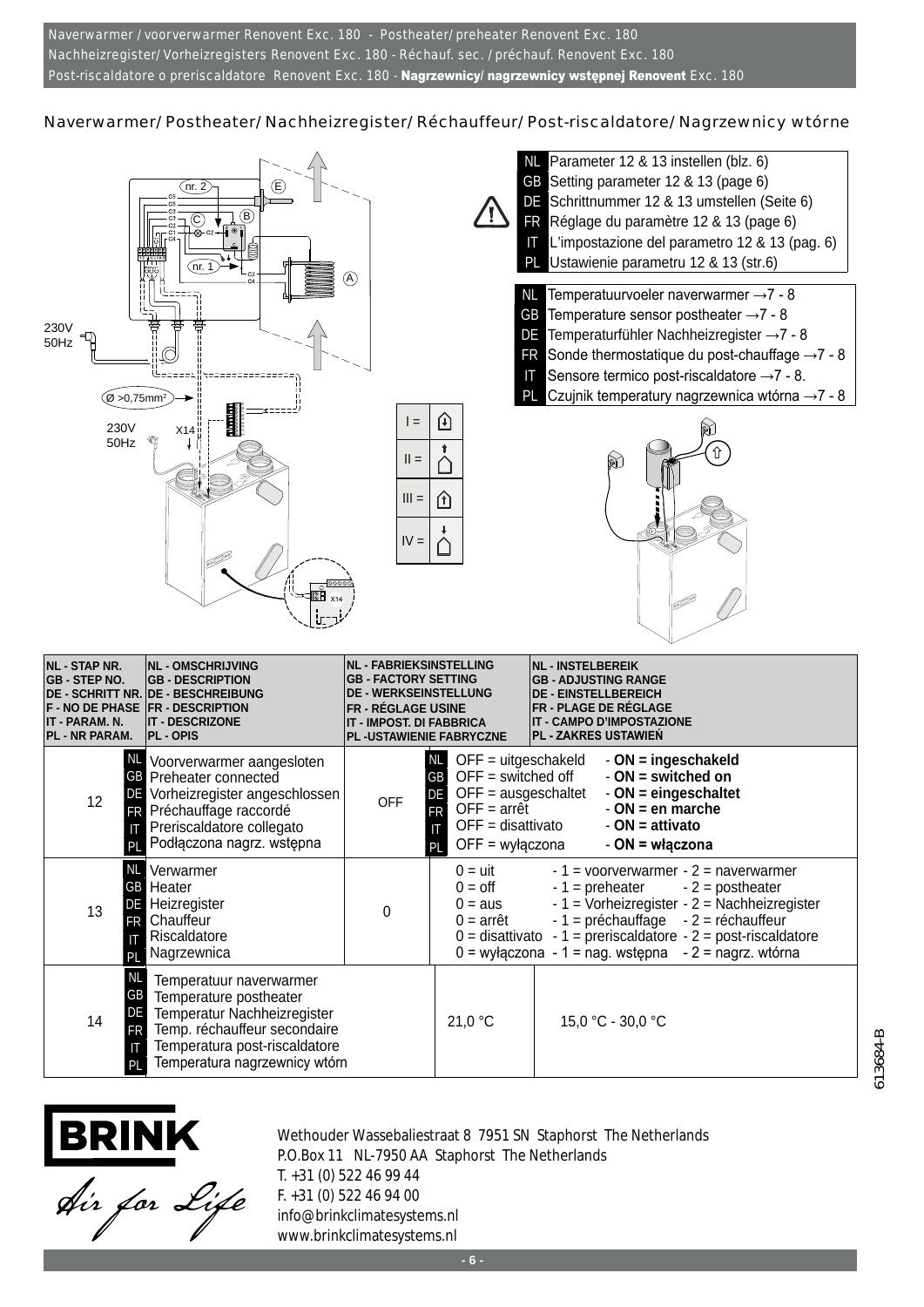Naverwarmer / voorverwarmer Renovent Exc. 180 - Postheater/ preheater Renovent Exc. 180
Nachheizregister/ Vorheizregisters Renovent Exc. 180 - Réchauf. sec. / préchauf. Renovent Exc. 180
Post-riscaldatore o preriscaldatore Renovent Exc. 180 - **Nagrzewnicy/ nagrzewnicy wstępnej Renovent** Exc. 180

## Naverwarmer/ Postheater/ Nachheizregister/ Réchauffeur/ Post-riscaldatore/ Nagrzewnicy wtórne

nr. 2
E
C
B
nr. 1
A
230V 50Hz
Ø >0,75mm²
230V 50Hz
X14

I =
II =
III =
IV =

NL Parameter 12 & 13 instellen (blz. 6)
GB Setting parameter 12 & 13 (page 6)
DE Schrittnummer 12 & 13 umstellen (Seite 6)
FR Réglage du paramètre 12 & 13 (page 6)
IT L'impostazione del parametro 12 & 13 (pag. 6)
PL Ustawienie parametru 12 & 13 (str.6)

NL Temperatuurvoeler naverwarmer →7 - 8
GB Temperature sensor postheater →7 - 8
DE Temperaturfühler Nachheizregister →7 - 8
FR Sonde thermostatique du post-chauffage →7 - 8
IT Sensore termico post-riscaldatore →7 - 8.
PL Czujnik temperatury nagrzewnica wtórna →7 - 8

| NL - STAP NR.<br>GB - STEP NO.<br>DE - SCHRITT NR.<br>F - NO DE PHASE<br>IT - PARAM. N.<br>PL - NR PARAM. | NL - OMSCHRIJVING<br>GB - DESCRIPTION<br>DE - BESCHREIBUNG<br>FR - DESCRIPTION<br>IT - DESCRIZONE<br>PL - OPIS | NL - FABRIEKSINSTELLING<br>GB - FACTORY SETTING<br>DE - WERKSEINSTELLUNG<br>FR - RÉGLAGE USINE<br>IT - IMPOST. DI FABBRICA<br>PL -USTAWIENIE FABRYCZNE | NL - INSTELBEREIK<br>GB - ADJUSTING RANGE<br>DE - EINSTELLBEREICH<br>FR - PLAGE DE RÉGLAGE<br>IT - CAMPO D'IMPOSTAZIONE<br>PL - ZAKRES USTAWIEŃ |
|---|---|---|---|
| 12 | NL Voorverwarmer aangesloten<br>GB Preheater connected<br>DE Vorheizregister angeschlossen<br>FR Préchauffage raccordé<br>IT Preriscaldatore collegato<br>PL Podłączona nagrz. wstępna | OFF | NL OFF = uitgeschakeld - **ON = ingeschakeld**<br>GB OFF = switched off - **ON = switched on**<br>DE OFF = ausgeschaltet - **ON = eingeschaltet**<br>FR OFF = arrêt - **ON = en marche**<br>IT OFF = disattivato - **ON = attivato**<br>PL OFF = wyłączona - **ON = włączona** |
| 13 | NL Verwarmer<br>GB Heater<br>DE Heizregister<br>FR Chauffeur<br>IT Riscaldatore<br>PL Nagrzewnica | 0 | 0 = uit - 1 = voorverwarmer - 2 = naverwarmer<br>0 = off - 1 = preheater - 2 = postheater<br>0 = aus - 1 = Vorheizregister - 2 = Nachheizregister<br>0 = arrêt - 1 = préchauffage - 2 = réchauffeur<br>0 = disattivato - 1 = preriscaldatore - 2 = post-riscaldatore<br>0 = wyłączona - 1 = nag. wstępna - 2 = nagrz. wtórna |
| 14 | NL Temperatuur naverwarmer<br>GB Temperature postheater<br>DE Temperatur Nachheizregister<br>FR Temp. réchauffeur secondaire<br>IT Temperatura post-riscaldatore<br>PL Temperatura nagrzewnicy wtórn | 21,0 °C | 15,0 °C - 30,0 °C |

613684-B

**BRINK**
*Air for Life*

Wethouder Wassebaliestraat 8 7951 SN Staphorst The Netherlands
P.O.Box 11 NL-7950 AA Staphorst The Netherlands
T. +31 (0) 522 46 99 44
F. +31 (0) 522 46 94 00
info@brinkclimatesystems.nl
www.brinkclimatesystems.nl